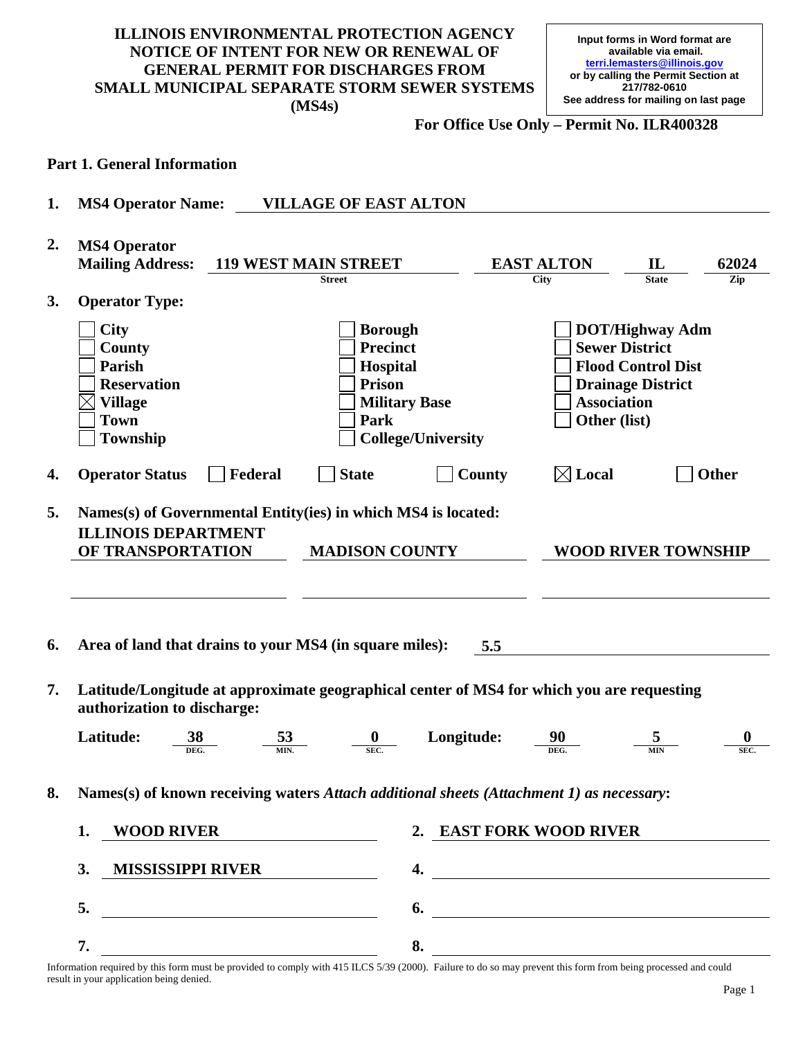# ILLINOIS ENVIRONMENTAL PROTECTION AGENCY
# NOTICE OF INTENT FOR NEW OR RENEWAL OF GENERAL PERMIT FOR DISCHARGES FROM SMALL MUNICIPAL SEPARATE STORM SEWER SYSTEMS (MS4s)

**Input forms in Word format are available via email.**
**terri.lemasters@illinois.gov**
**or by calling the Permit Section at 217/782-0610**
**See address for mailing on last page**

**For Office Use Only – Permit No. ILR400328**

## Part 1. General Information

**1. MS4 Operator Name:** VILLAGE OF EAST ALTON

**2. MS4 Operator Mailing Address:**

| Street | City | State | Zip |
|---|---|---|---|
| 119 WEST MAIN STREET | EAST ALTON | IL | 62024 |

**3. Operator Type:**

- [ ] City
- [ ] County
- [ ] Parish
- [ ] Reservation
- [x] Village
- [ ] Town
- [ ] Township
- [ ] Borough
- [ ] Precinct
- [ ] Hospital
- [ ] Prison
- [ ] Military Base
- [ ] Park
- [ ] College/University
- [ ] DOT/Highway Adm
- [ ] Sewer District
- [ ] Flood Control Dist
- [ ] Drainage District
- [ ] Association
- [ ] Other (list)

**4. Operator Status**

- [ ] Federal
- [ ] State
- [ ] County
- [x] Local
- [ ] Other

**5. Names(s) of Governmental Entity(ies) in which MS4 is located:**

ILLINOIS DEPARTMENT OF TRANSPORTATION | MADISON COUNTY | WOOD RIVER TOWNSHIP

**6. Area of land that drains to your MS4 (in square miles):** 5.5

**7. Latitude/Longitude at approximate geographical center of MS4 for which you are requesting authorization to discharge:**

| | DEG. | MIN. | SEC. |
|---|---|---|---|
| Latitude: | 38 | 53 | 0 |
| Longitude: | 90 | 5 | 0 |

**8. Names(s) of known receiving waters** ***Attach additional sheets (Attachment 1) as necessary*****:**

1. WOOD RIVER
2. EAST FORK WOOD RIVER
3. MISSISSIPPI RIVER
4. 
5. 
6. 
7. 
8. 

Information required by this form must be provided to comply with 415 ILCS 5/39 (2000). Failure to do so may prevent this form from being processed and could result in your application being denied.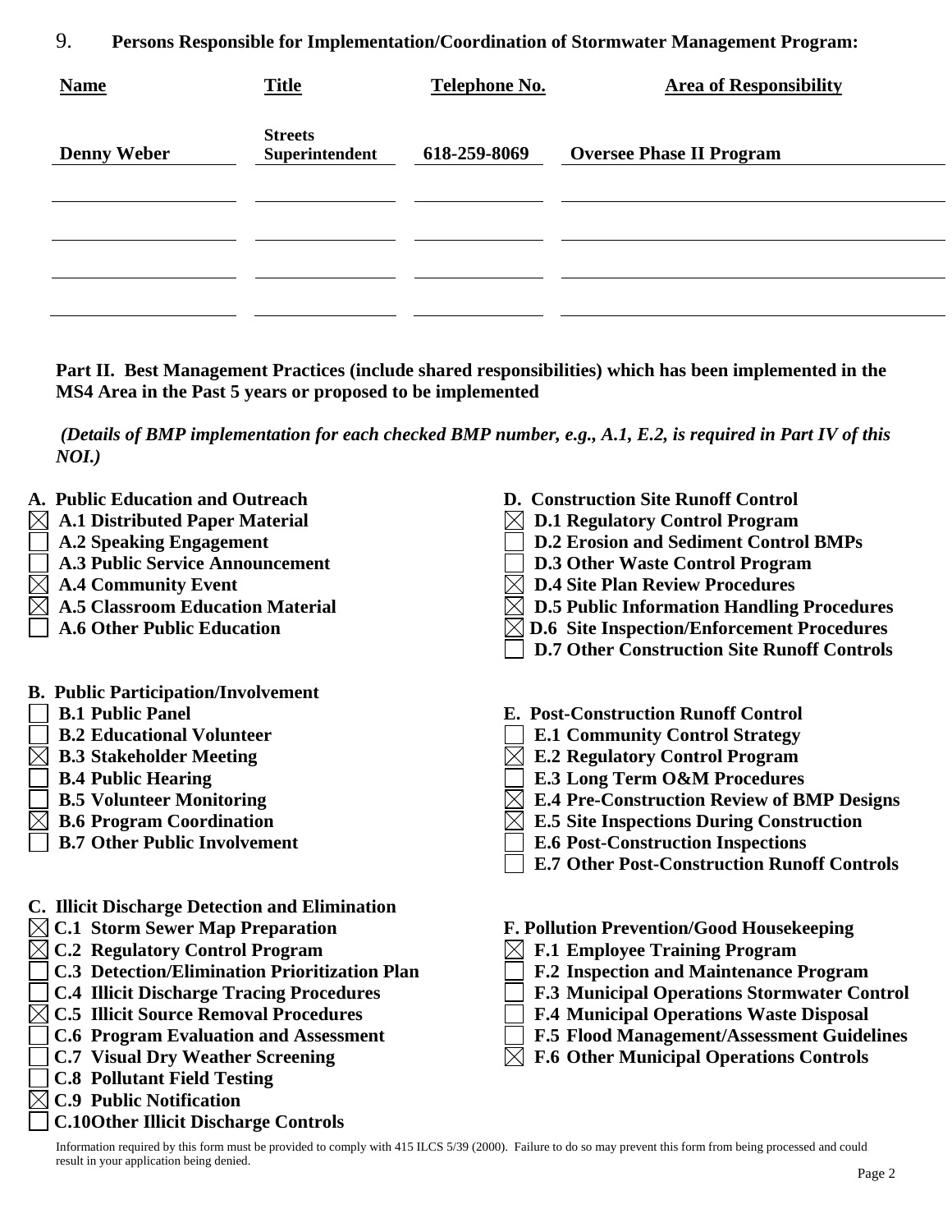9. **Persons Responsible for Implementation/Coordination of Stormwater Management Program:**

| Name | Title | Telephone No. | Area of Responsibility |
| --- | --- | --- | --- |
| **Denny Weber** | **Streets Superintendent** | **618-259-8069** | **Oversee Phase II Program** |
| | | | |
| | | | |
| | | | |
| | | | |

**Part II. Best Management Practices (include shared responsibilities) which has been implemented in the MS4 Area in the Past 5 years or proposed to be implemented**

***(Details of BMP implementation for each checked BMP number, e.g., A.1, E.2, is required in Part IV of this NOI.)***

**A. Public Education and Outreach**

- ☒ **A.1 Distributed Paper Material**
- ☐ **A.2 Speaking Engagement**
- ☐ **A.3 Public Service Announcement**
- ☒ **A.4 Community Event**
- ☒ **A.5 Classroom Education Material**
- ☐ **A.6 Other Public Education**

**B. Public Participation/Involvement**

- ☐ **B.1 Public Panel**
- ☐ **B.2 Educational Volunteer**
- ☒ **B.3 Stakeholder Meeting**
- ☐ **B.4 Public Hearing**
- ☐ **B.5 Volunteer Monitoring**
- ☒ **B.6 Program Coordination**
- ☐ **B.7 Other Public Involvement**

**C. Illicit Discharge Detection and Elimination**

- ☒ **C.1 Storm Sewer Map Preparation**
- ☒ **C.2 Regulatory Control Program**
- ☐ **C.3 Detection/Elimination Prioritization Plan**
- ☐ **C.4 Illicit Discharge Tracing Procedures**
- ☒ **C.5 Illicit Source Removal Procedures**
- ☐ **C.6 Program Evaluation and Assessment**
- ☐ **C.7 Visual Dry Weather Screening**
- ☐ **C.8 Pollutant Field Testing**
- ☒ **C.9 Public Notification**
- ☐ **C.10Other Illicit Discharge Controls**

**D. Construction Site Runoff Control**

- ☒ **D.1 Regulatory Control Program**
- ☐ **D.2 Erosion and Sediment Control BMPs**
- ☐ **D.3 Other Waste Control Program**
- ☒ **D.4 Site Plan Review Procedures**
- ☒ **D.5 Public Information Handling Procedures**
- ☒ **D.6 Site Inspection/Enforcement Procedures**
- ☐ **D.7 Other Construction Site Runoff Controls**

**E. Post-Construction Runoff Control**

- ☐ **E.1 Community Control Strategy**
- ☒ **E.2 Regulatory Control Program**
- ☐ **E.3 Long Term O&M Procedures**
- ☒ **E.4 Pre-Construction Review of BMP Designs**
- ☒ **E.5 Site Inspections During Construction**
- ☐ **E.6 Post-Construction Inspections**
- ☐ **E.7 Other Post-Construction Runoff Controls**

**F. Pollution Prevention/Good Housekeeping**

- ☒ **F.1 Employee Training Program**
- ☐ **F.2 Inspection and Maintenance Program**
- ☐ **F.3 Municipal Operations Stormwater Control**
- ☐ **F.4 Municipal Operations Waste Disposal**
- ☐ **F.5 Flood Management/Assessment Guidelines**
- ☒ **F.6 Other Municipal Operations Controls**

Information required by this form must be provided to comply with 415 ILCS 5/39 (2000). Failure to do so may prevent this form from being processed and could result in your application being denied.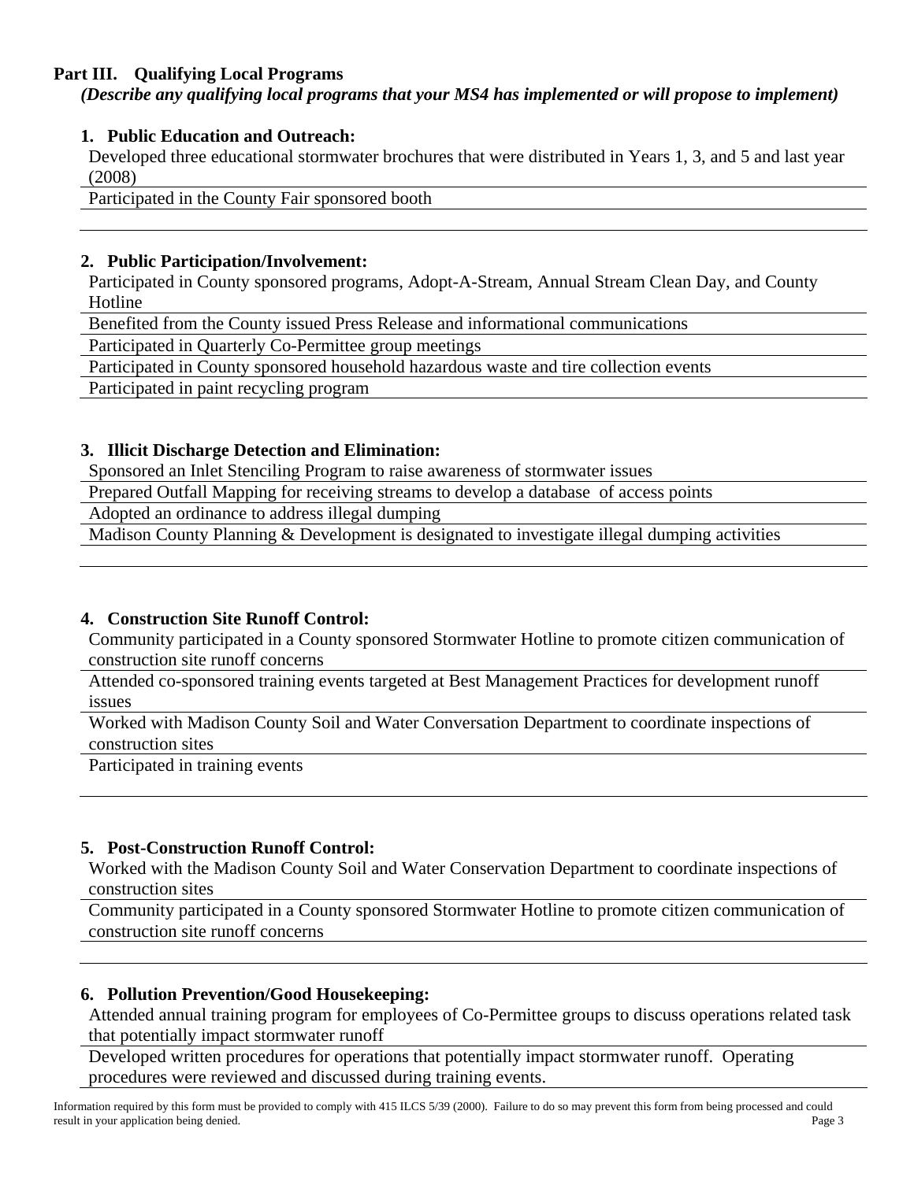**Part III. Qualifying Local Programs**

***(Describe any qualifying local programs that your MS4 has implemented or will propose to implement)***

**1. Public Education and Outreach:**

Developed three educational stormwater brochures that were distributed in Years 1, 3, and 5 and last year (2008)

Participated in the County Fair sponsored booth

**2. Public Participation/Involvement:**

Participated in County sponsored programs, Adopt-A-Stream, Annual Stream Clean Day, and County Hotline

Benefited from the County issued Press Release and informational communications

Participated in Quarterly Co-Permittee group meetings

Participated in County sponsored household hazardous waste and tire collection events

Participated in paint recycling program

**3. Illicit Discharge Detection and Elimination:**

Sponsored an Inlet Stenciling Program to raise awareness of stormwater issues

Prepared Outfall Mapping for receiving streams to develop a database of access points

Adopted an ordinance to address illegal dumping

Madison County Planning & Development is designated to investigate illegal dumping activities

**4. Construction Site Runoff Control:**

Community participated in a County sponsored Stormwater Hotline to promote citizen communication of construction site runoff concerns

Attended co-sponsored training events targeted at Best Management Practices for development runoff issues

Worked with Madison County Soil and Water Conversation Department to coordinate inspections of construction sites

Participated in training events

**5. Post-Construction Runoff Control:**

Worked with the Madison County Soil and Water Conservation Department to coordinate inspections of construction sites

Community participated in a County sponsored Stormwater Hotline to promote citizen communication of construction site runoff concerns

**6. Pollution Prevention/Good Housekeeping:**

Attended annual training program for employees of Co-Permittee groups to discuss operations related task that potentially impact stormwater runoff

Developed written procedures for operations that potentially impact stormwater runoff. Operating procedures were reviewed and discussed during training events.

Information required by this form must be provided to comply with 415 ILCS 5/39 (2000). Failure to do so may prevent this form from being processed and could result in your application being denied.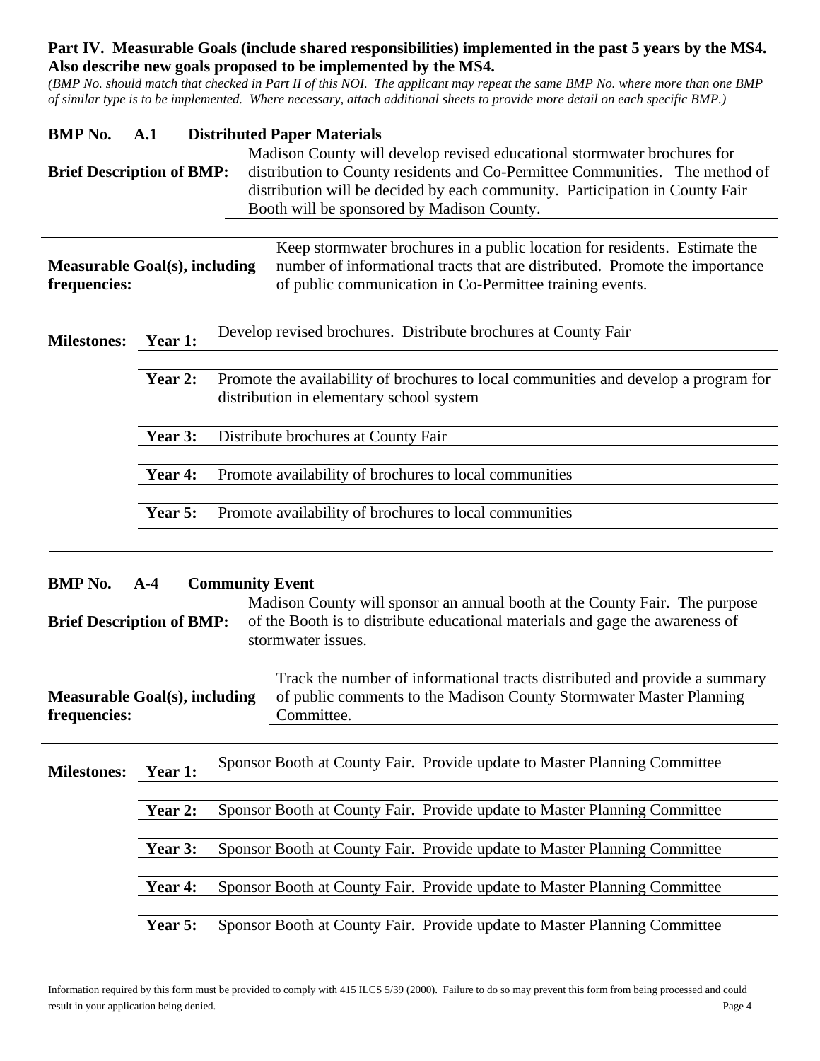## Part IV. Measurable Goals (include shared responsibilities) implemented in the past 5 years by the MS4. Also describe new goals proposed to be implemented by the MS4.

*(BMP No. should match that checked in Part II of this NOI. The applicant may repeat the same BMP No. where more than one BMP of similar type is to be implemented. Where necessary, attach additional sheets to provide more detail on each specific BMP.)*

**BMP No.** **A.1** **Distributed Paper Materials**

**Brief Description of BMP:** Madison County will develop revised educational stormwater brochures for distribution to County residents and Co-Permittee Communities. The method of distribution will be decided by each community. Participation in County Fair Booth will be sponsored by Madison County.

**Measurable Goal(s), including frequencies:** Keep stormwater brochures in a public location for residents. Estimate the number of informational tracts that are distributed. Promote the importance of public communication in Co-Permittee training events.

**Milestones:**

| | |
|---|---|
| **Year 1:** | Develop revised brochures. Distribute brochures at County Fair |
| **Year 2:** | Promote the availability of brochures to local communities and develop a program for distribution in elementary school system |
| **Year 3:** | Distribute brochures at County Fair |
| **Year 4:** | Promote availability of brochures to local communities |
| **Year 5:** | Promote availability of brochures to local communities |

---

**BMP No.** **A-4** **Community Event**

**Brief Description of BMP:** Madison County will sponsor an annual booth at the County Fair. The purpose of the Booth is to distribute educational materials and gage the awareness of stormwater issues.

**Measurable Goal(s), including frequencies:** Track the number of informational tracts distributed and provide a summary of public comments to the Madison County Stormwater Master Planning Committee.

**Milestones:**

| | |
|---|---|
| **Year 1:** | Sponsor Booth at County Fair. Provide update to Master Planning Committee |
| **Year 2:** | Sponsor Booth at County Fair. Provide update to Master Planning Committee |
| **Year 3:** | Sponsor Booth at County Fair. Provide update to Master Planning Committee |
| **Year 4:** | Sponsor Booth at County Fair. Provide update to Master Planning Committee |
| **Year 5:** | Sponsor Booth at County Fair. Provide update to Master Planning Committee |

Information required by this form must be provided to comply with 415 ILCS 5/39 (2000). Failure to do so may prevent this form from being processed and could result in your application being denied.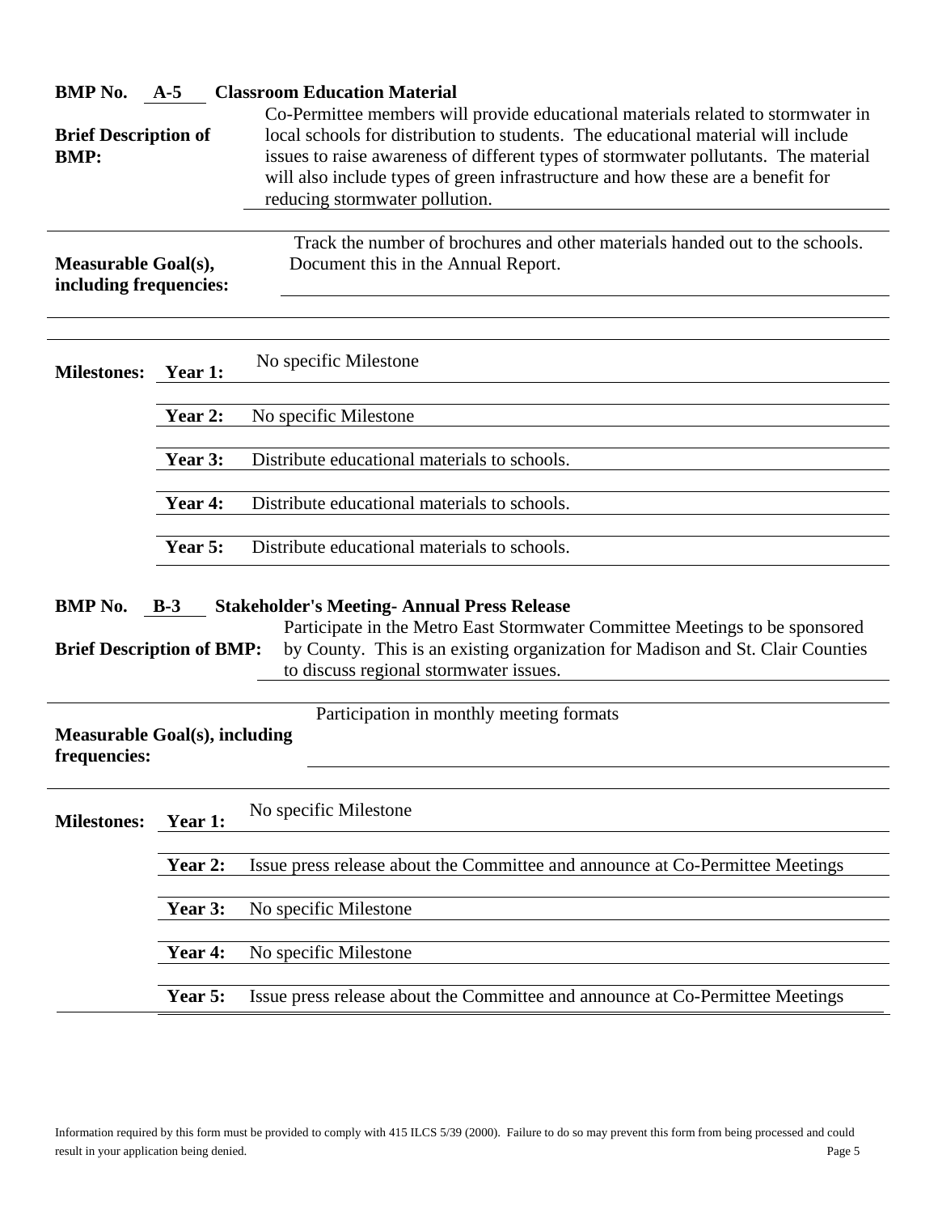**BMP No.** A-5 **Classroom Education Material**

**Brief Description of BMP:** Co-Permittee members will provide educational materials related to stormwater in local schools for distribution to students. The educational material will include issues to raise awareness of different types of stormwater pollutants. The material will also include types of green infrastructure and how these are a benefit for reducing stormwater pollution.

**Measurable Goal(s), including frequencies:** Track the number of brochures and other materials handed out to the schools. Document this in the Annual Report.

| **Milestones:** | | |
|---|---|---|
| | **Year 1:** | No specific Milestone |
| | **Year 2:** | No specific Milestone |
| | **Year 3:** | Distribute educational materials to schools. |
| | **Year 4:** | Distribute educational materials to schools. |
| | **Year 5:** | Distribute educational materials to schools. |

**BMP No.** B-3 **Stakeholder's Meeting- Annual Press Release**

**Brief Description of BMP:** Participate in the Metro East Stormwater Committee Meetings to be sponsored by County. This is an existing organization for Madison and St. Clair Counties to discuss regional stormwater issues.

**Measurable Goal(s), including frequencies:** Participation in monthly meeting formats

| **Milestones:** | | |
|---|---|---|
| | **Year 1:** | No specific Milestone |
| | **Year 2:** | Issue press release about the Committee and announce at Co-Permittee Meetings |
| | **Year 3:** | No specific Milestone |
| | **Year 4:** | No specific Milestone |
| | **Year 5:** | Issue press release about the Committee and announce at Co-Permittee Meetings |

Information required by this form must be provided to comply with 415 ILCS 5/39 (2000). Failure to do so may prevent this form from being processed and could result in your application being denied.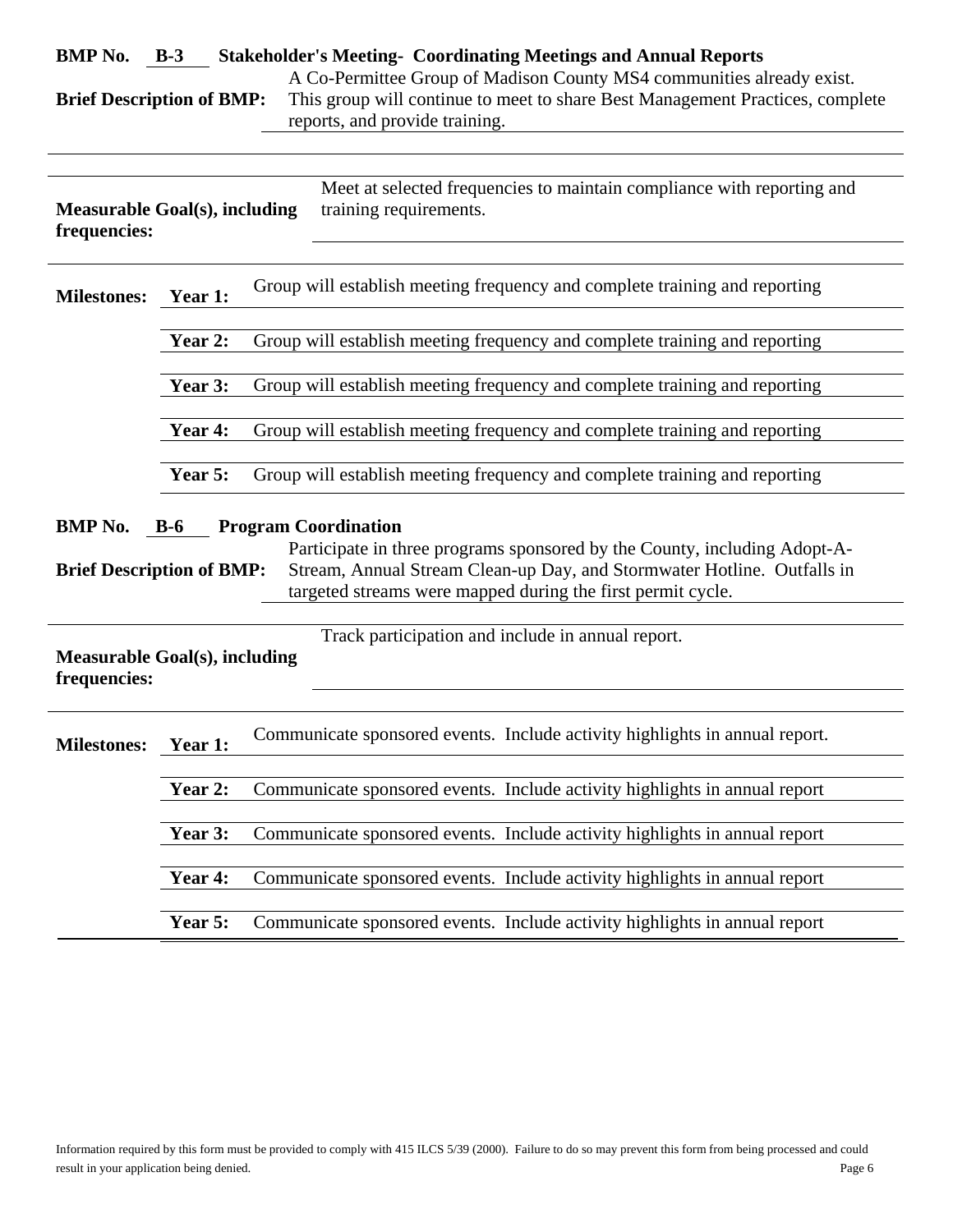**BMP No. B-3 Stakeholder's Meeting- Coordinating Meetings and Annual Reports**

**Brief Description of BMP:** A Co-Permittee Group of Madison County MS4 communities already exist. This group will continue to meet to share Best Management Practices, complete reports, and provide training.

**Measurable Goal(s), including frequencies:** Meet at selected frequencies to maintain compliance with reporting and training requirements.

**Milestones:**

| | |
|---|---|
| **Year 1:** | Group will establish meeting frequency and complete training and reporting |
| **Year 2:** | Group will establish meeting frequency and complete training and reporting |
| **Year 3:** | Group will establish meeting frequency and complete training and reporting |
| **Year 4:** | Group will establish meeting frequency and complete training and reporting |
| **Year 5:** | Group will establish meeting frequency and complete training and reporting |

**BMP No. B-6 Program Coordination**

**Brief Description of BMP:** Participate in three programs sponsored by the County, including Adopt-A-Stream, Annual Stream Clean-up Day, and Stormwater Hotline. Outfalls in targeted streams were mapped during the first permit cycle.

**Measurable Goal(s), including frequencies:** Track participation and include in annual report.

**Milestones:**

| | |
|---|---|
| **Year 1:** | Communicate sponsored events. Include activity highlights in annual report. |
| **Year 2:** | Communicate sponsored events. Include activity highlights in annual report |
| **Year 3:** | Communicate sponsored events. Include activity highlights in annual report |
| **Year 4:** | Communicate sponsored events. Include activity highlights in annual report |
| **Year 5:** | Communicate sponsored events. Include activity highlights in annual report |

Information required by this form must be provided to comply with 415 ILCS 5/39 (2000). Failure to do so may prevent this form from being processed and could result in your application being denied.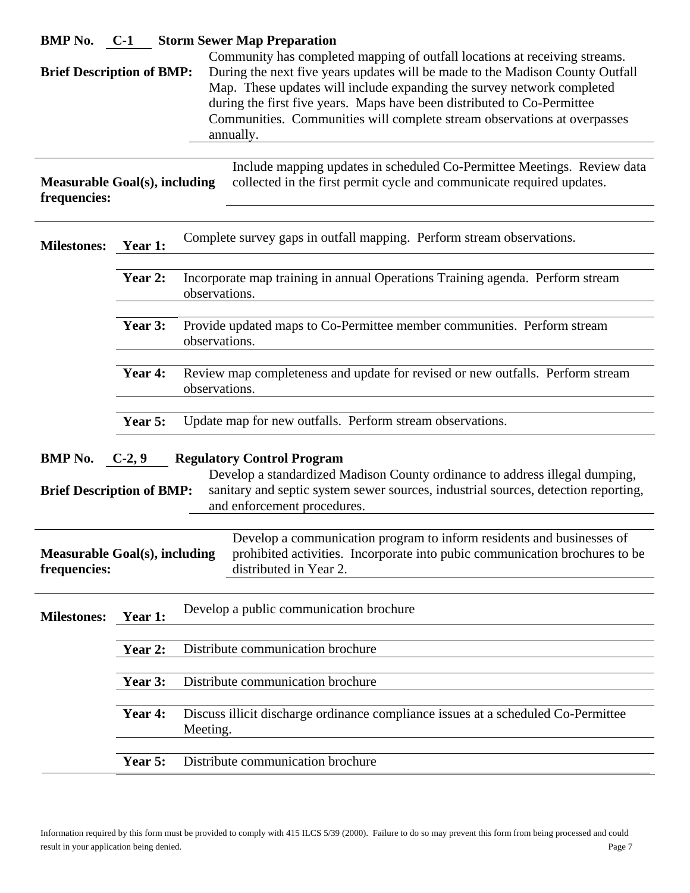**BMP No.** C-1 **Storm Sewer Map Preparation**

**Brief Description of BMP:** Community has completed mapping of outfall locations at receiving streams. During the next five years updates will be made to the Madison County Outfall Map. These updates will include expanding the survey network completed during the first five years. Maps have been distributed to Co-Permittee Communities. Communities will complete stream observations at overpasses annually.

**Measurable Goal(s), including frequencies:** Include mapping updates in scheduled Co-Permittee Meetings. Review data collected in the first permit cycle and communicate required updates.

**Milestones:**

- **Year 1:** Complete survey gaps in outfall mapping. Perform stream observations.
- **Year 2:** Incorporate map training in annual Operations Training agenda. Perform stream observations.
- **Year 3:** Provide updated maps to Co-Permittee member communities. Perform stream observations.
- **Year 4:** Review map completeness and update for revised or new outfalls. Perform stream observations.
- **Year 5:** Update map for new outfalls. Perform stream observations.

**BMP No.** C-2, 9 **Regulatory Control Program**

**Brief Description of BMP:** Develop a standardized Madison County ordinance to address illegal dumping, sanitary and septic system sewer sources, industrial sources, detection reporting, and enforcement procedures.

**Measurable Goal(s), including frequencies:** Develop a communication program to inform residents and businesses of prohibited activities. Incorporate into pubic communication brochures to be distributed in Year 2.

**Milestones:**

- **Year 1:** Develop a public communication brochure
- **Year 2:** Distribute communication brochure
- **Year 3:** Distribute communication brochure
- **Year 4:** Discuss illicit discharge ordinance compliance issues at a scheduled Co-Permittee Meeting.
- **Year 5:** Distribute communication brochure

Information required by this form must be provided to comply with 415 ILCS 5/39 (2000). Failure to do so may prevent this form from being processed and could result in your application being denied.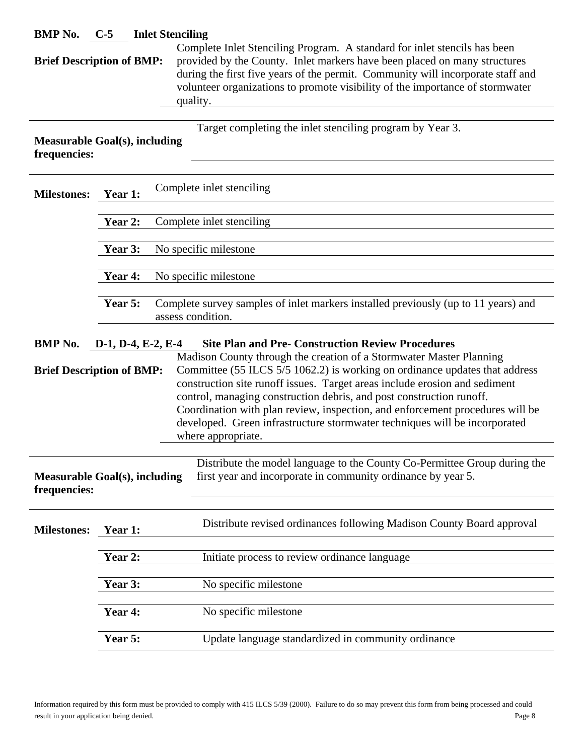**BMP No.** **C-5** **Inlet Stenciling**

**Brief Description of BMP:** Complete Inlet Stenciling Program. A standard for inlet stencils has been provided by the County. Inlet markers have been placed on many structures during the first five years of the permit. Community will incorporate staff and volunteer organizations to promote visibility of the importance of stormwater quality.

**Measurable Goal(s), including frequencies:** Target completing the inlet stenciling program by Year 3.

**Milestones:**

| | |
|---|---|
| **Year 1:** | Complete inlet stenciling |
| **Year 2:** | Complete inlet stenciling |
| **Year 3:** | No specific milestone |
| **Year 4:** | No specific milestone |
| **Year 5:** | Complete survey samples of inlet markers installed previously (up to 11 years) and assess condition. |

**BMP No.** **D-1, D-4, E-2, E-4** **Site Plan and Pre- Construction Review Procedures**

**Brief Description of BMP:** Madison County through the creation of a Stormwater Master Planning Committee (55 ILCS 5/5 1062.2) is working on ordinance updates that address construction site runoff issues. Target areas include erosion and sediment control, managing construction debris, and post construction runoff. Coordination with plan review, inspection, and enforcement procedures will be developed. Green infrastructure stormwater techniques will be incorporated where appropriate.

**Measurable Goal(s), including frequencies:** Distribute the model language to the County Co-Permittee Group during the first year and incorporate in community ordinance by year 5.

**Milestones:**

| | |
|---|---|
| **Year 1:** | Distribute revised ordinances following Madison County Board approval |
| **Year 2:** | Initiate process to review ordinance language |
| **Year 3:** | No specific milestone |
| **Year 4:** | No specific milestone |
| **Year 5:** | Update language standardized in community ordinance |

Information required by this form must be provided to comply with 415 ILCS 5/39 (2000). Failure to do so may prevent this form from being processed and could result in your application being denied.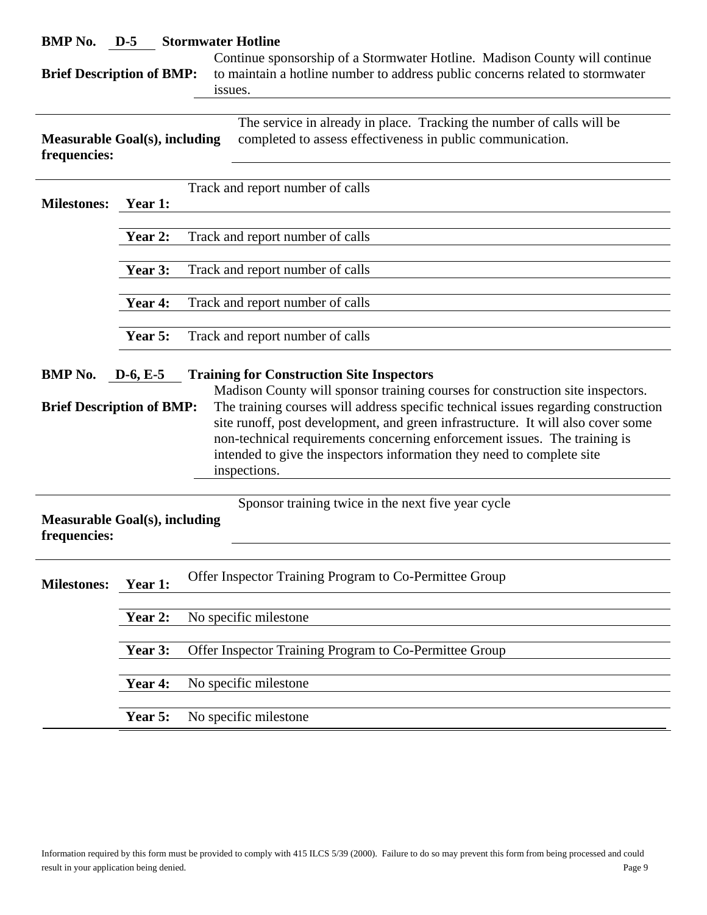**BMP No.** D-5 **Stormwater Hotline**

**Brief Description of BMP:** Continue sponsorship of a Stormwater Hotline. Madison County will continue to maintain a hotline number to address public concerns related to stormwater issues.

**Measurable Goal(s), including frequencies:** The service in already in place. Tracking the number of calls will be completed to assess effectiveness in public communication.

**Milestones:**

| | |
|---|---|
| **Year 1:** | Track and report number of calls |
| **Year 2:** | Track and report number of calls |
| **Year 3:** | Track and report number of calls |
| **Year 4:** | Track and report number of calls |
| **Year 5:** | Track and report number of calls |

**BMP No.** D-6, E-5 **Training for Construction Site Inspectors**

**Brief Description of BMP:** Madison County will sponsor training courses for construction site inspectors. The training courses will address specific technical issues regarding construction site runoff, post development, and green infrastructure. It will also cover some non-technical requirements concerning enforcement issues. The training is intended to give the inspectors information they need to complete site inspections.

**Measurable Goal(s), including frequencies:** Sponsor training twice in the next five year cycle

**Milestones:**

| | |
|---|---|
| **Year 1:** | Offer Inspector Training Program to Co-Permittee Group |
| **Year 2:** | No specific milestone |
| **Year 3:** | Offer Inspector Training Program to Co-Permittee Group |
| **Year 4:** | No specific milestone |
| **Year 5:** | No specific milestone |

Information required by this form must be provided to comply with 415 ILCS 5/39 (2000). Failure to do so may prevent this form from being processed and could result in your application being denied.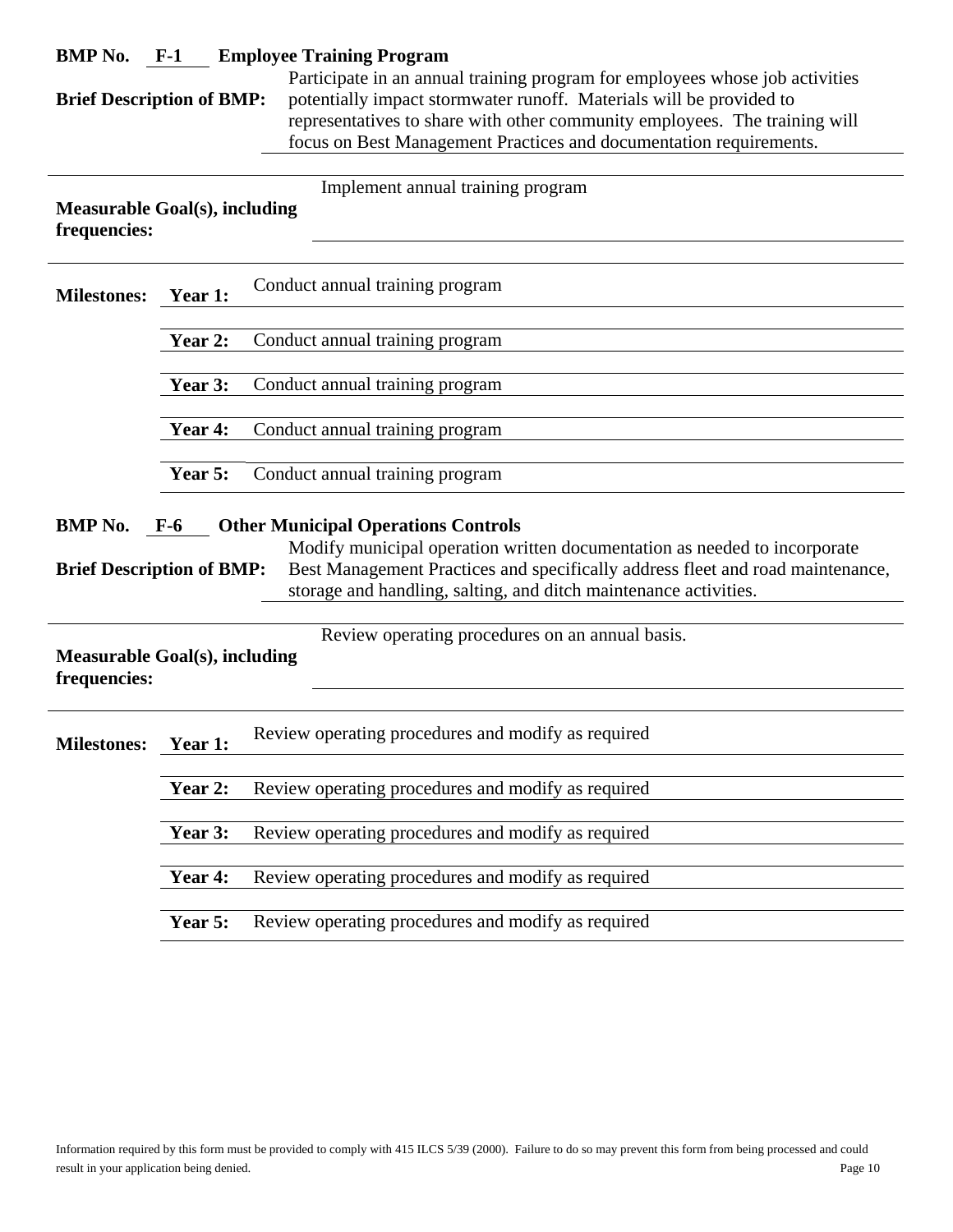**BMP No.** **F-1** **Employee Training Program**

**Brief Description of BMP:** Participate in an annual training program for employees whose job activities potentially impact stormwater runoff. Materials will be provided to representatives to share with other community employees. The training will focus on Best Management Practices and documentation requirements.

**Measurable Goal(s), including frequencies:** Implement annual training program

**Milestones:**

- **Year 1:** Conduct annual training program
- **Year 2:** Conduct annual training program
- **Year 3:** Conduct annual training program
- **Year 4:** Conduct annual training program
- **Year 5:** Conduct annual training program

**BMP No.** **F-6** **Other Municipal Operations Controls**

**Brief Description of BMP:** Modify municipal operation written documentation as needed to incorporate Best Management Practices and specifically address fleet and road maintenance, storage and handling, salting, and ditch maintenance activities.

**Measurable Goal(s), including frequencies:** Review operating procedures on an annual basis.

**Milestones:**

- **Year 1:** Review operating procedures and modify as required
- **Year 2:** Review operating procedures and modify as required
- **Year 3:** Review operating procedures and modify as required
- **Year 4:** Review operating procedures and modify as required
- **Year 5:** Review operating procedures and modify as required

Information required by this form must be provided to comply with 415 ILCS 5/39 (2000). Failure to do so may prevent this form from being processed and could result in your application being denied.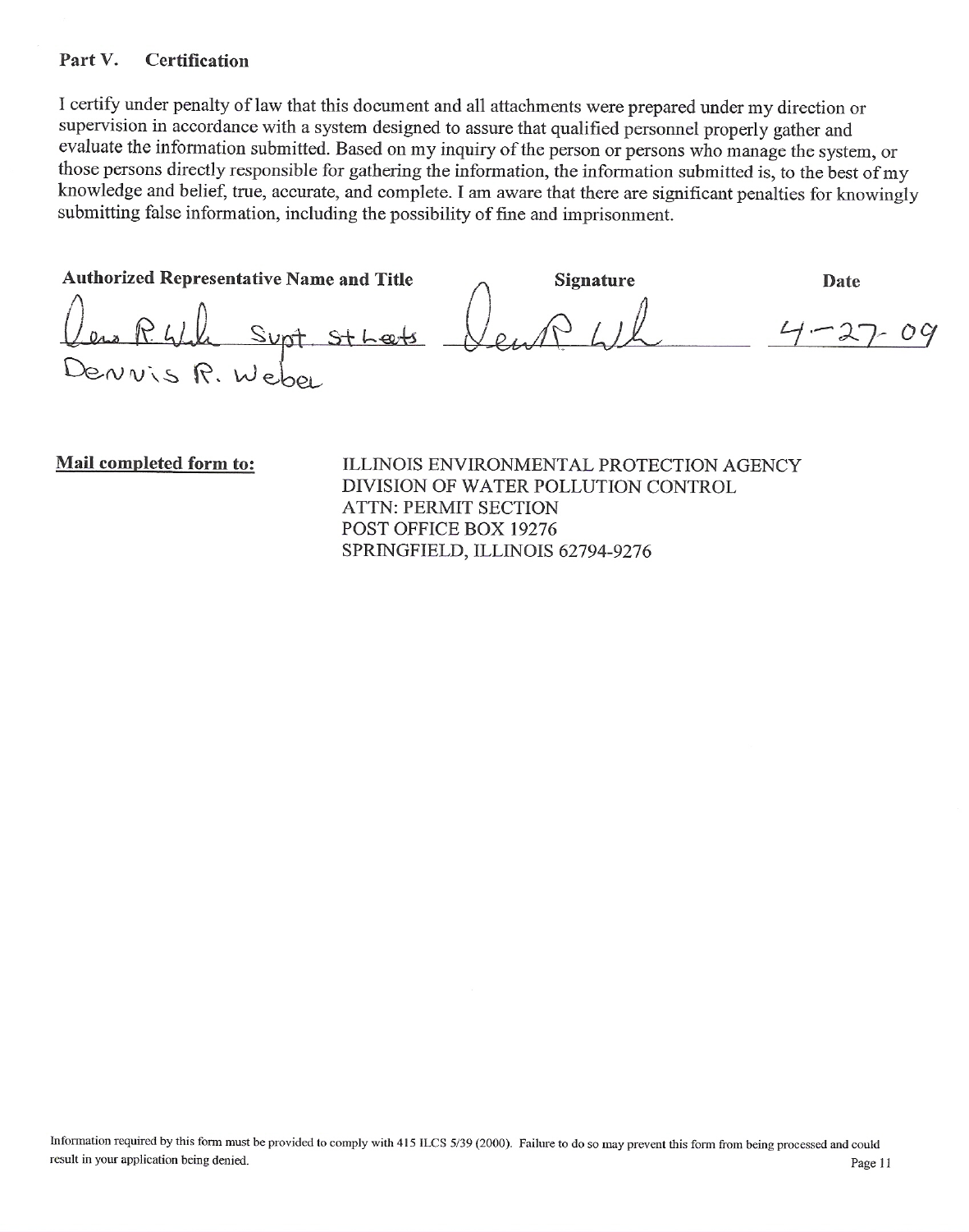## Part V. Certification

I certify under penalty of law that this document and all attachments were prepared under my direction or supervision in accordance with a system designed to assure that qualified personnel properly gather and evaluate the information submitted. Based on my inquiry of the person or persons who manage the system, or those persons directly responsible for gathering the information, the information submitted is, to the best of my knowledge and belief, true, accurate, and complete. I am aware that there are significant penalties for knowingly submitting false information, including the possibility of fine and imprisonment.

| Authorized Representative Name and Title | Signature | Date |
| --- | --- | --- |
| Dennis R. Weber Supt. Streets | Dennis R. Weber | 4-27-09 |

**Mail completed form to:**

ILLINOIS ENVIRONMENTAL PROTECTION AGENCY
DIVISION OF WATER POLLUTION CONTROL
ATTN: PERMIT SECTION
POST OFFICE BOX 19276
SPRINGFIELD, ILLINOIS 62794-9276

Information required by this form must be provided to comply with 415 ILCS 5/39 (2000). Failure to do so may prevent this form from being processed and could result in your application being denied.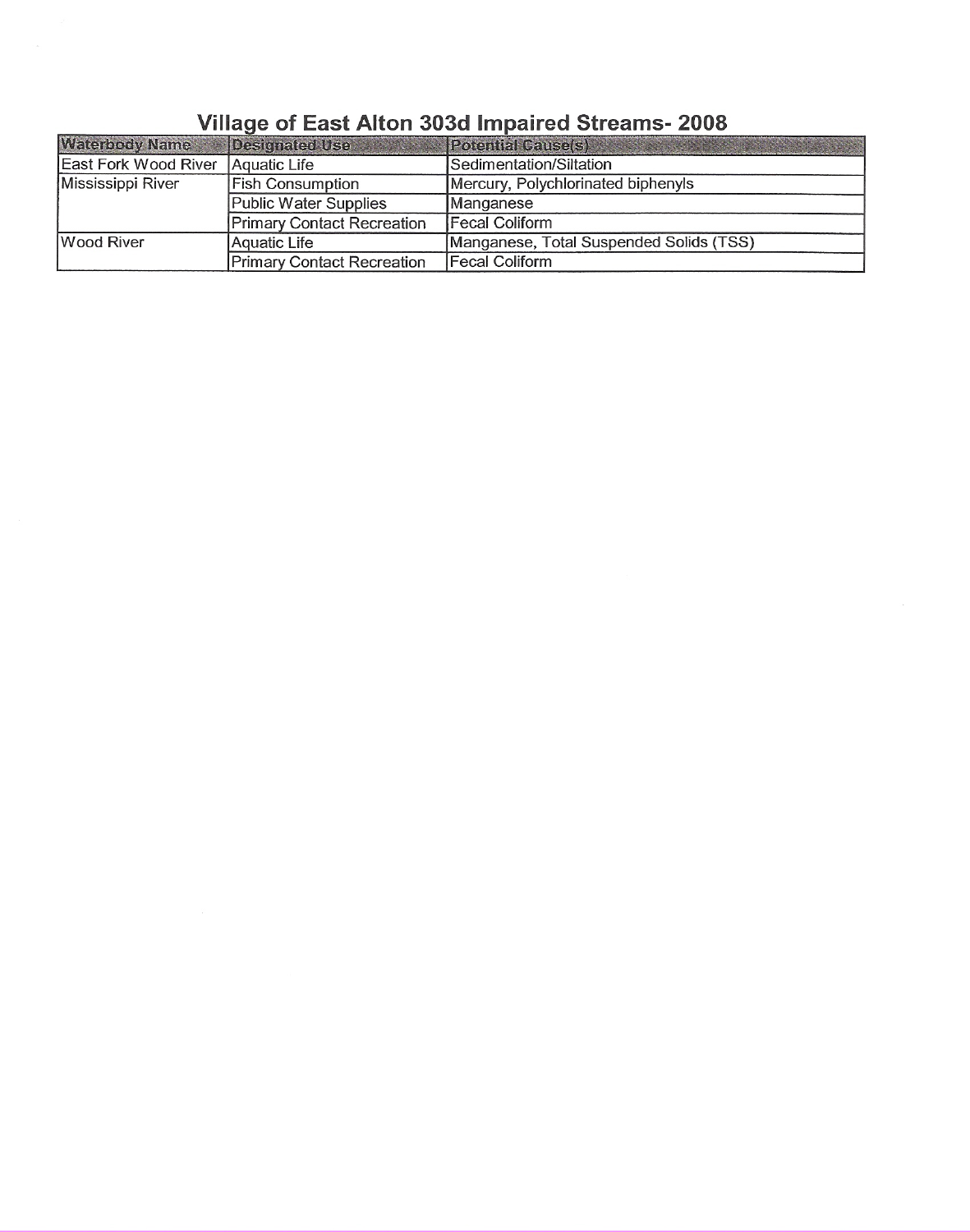## Village of East Alton 303d Impaired Streams- 2008

| Waterbody Name | Designated Use | Potential Cause(s) |
|---|---|---|
| East Fork Wood River | Aquatic Life | Sedimentation/Siltation |
| Mississippi River | Fish Consumption | Mercury, Polychlorinated biphenyls |
| | Public Water Supplies | Manganese |
| | Primary Contact Recreation | Fecal Coliform |
| Wood River | Aquatic Life | Manganese, Total Suspended Solids (TSS) |
| | Primary Contact Recreation | Fecal Coliform |